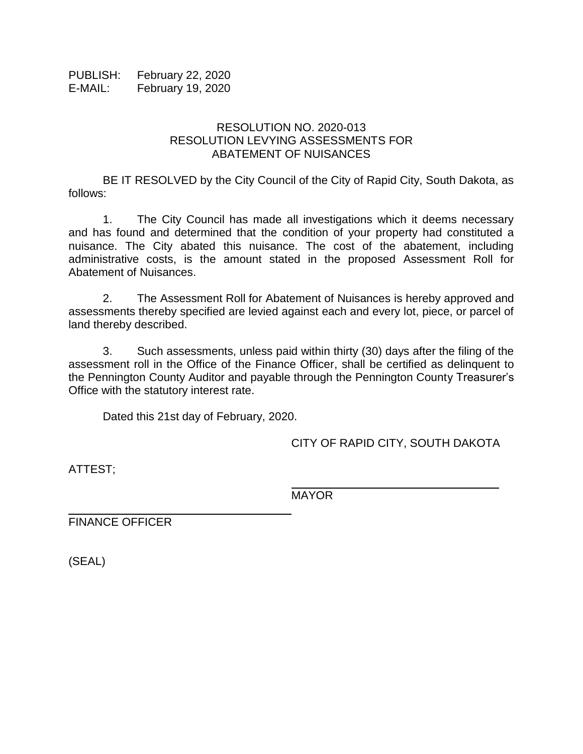PUBLISH: February 22, 2020
E-MAIL: February 19, 2020

## RESOLUTION NO. 2020-013
## RESOLUTION LEVYING ASSESSMENTS FOR ABATEMENT OF NUISANCES

BE IT RESOLVED by the City Council of the City of Rapid City, South Dakota, as follows:

1. The City Council has made all investigations which it deems necessary and has found and determined that the condition of your property had constituted a nuisance. The City abated this nuisance. The cost of the abatement, including administrative costs, is the amount stated in the proposed Assessment Roll for Abatement of Nuisances.

2. The Assessment Roll for Abatement of Nuisances is hereby approved and assessments thereby specified are levied against each and every lot, piece, or parcel of land thereby described.

3. Such assessments, unless paid within thirty (30) days after the filing of the assessment roll in the Office of the Finance Officer, shall be certified as delinquent to the Pennington County Auditor and payable through the Pennington County Treasurer's Office with the statutory interest rate.

Dated this 21st day of February, 2020.

CITY OF RAPID CITY, SOUTH DAKOTA

ATTEST;

\_\_\_\_\_\_\_\_\_\_\_\_\_\_\_\_\_\_\_\_\_\_\_\_\_\_\_\_\_\_
MAYOR

\_\_\_\_\_\_\_\_\_\_\_\_\_\_\_\_\_\_\_\_\_\_\_\_\_\_\_\_\_\_
FINANCE OFFICER

(SEAL)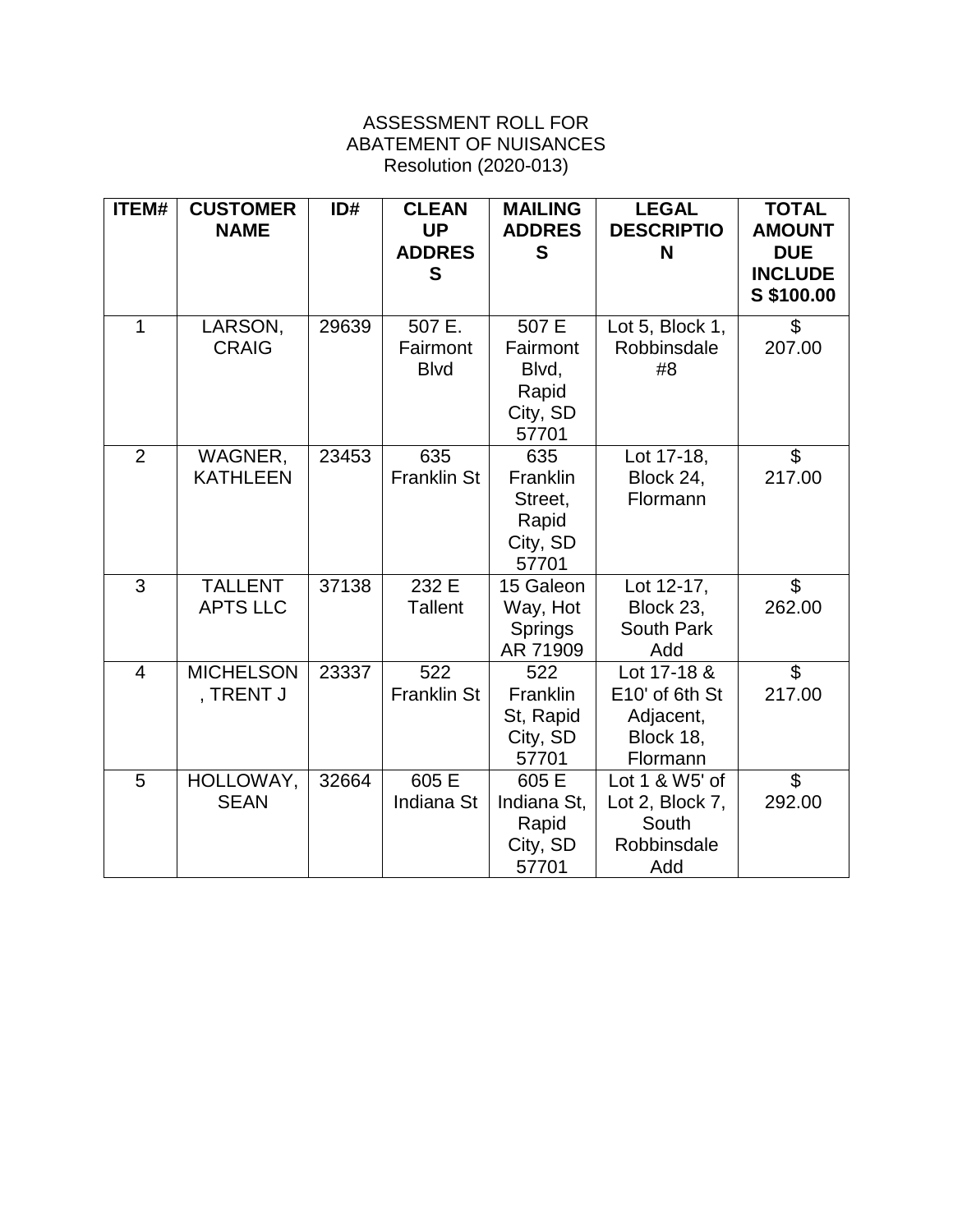ASSESSMENT ROLL FOR
ABATEMENT OF NUISANCES
Resolution (2020-013)

| ITEM# | CUSTOMER NAME | ID# | CLEAN UP ADDRESS | MAILING ADDRESS | LEGAL DESCRIPTION | TOTAL AMOUNT DUE INCLUDES $100.00 |
|---|---|---|---|---|---|---|
| 1 | LARSON, CRAIG | 29639 | 507 E. Fairmont Blvd | 507 E Fairmont Blvd, Rapid City, SD 57701 | Lot 5, Block 1, Robbinsdale #8 | $ 207.00 |
| 2 | WAGNER, KATHLEEN | 23453 | 635 Franklin St | 635 Franklin Street, Rapid City, SD 57701 | Lot 17-18, Block 24, Flormann | $ 217.00 |
| 3 | TALLENT APTS LLC | 37138 | 232 E Tallent | 15 Galeon Way, Hot Springs AR 71909 | Lot 12-17, Block 23, South Park Add | $ 262.00 |
| 4 | MICHELSON, TRENT J | 23337 | 522 Franklin St | 522 Franklin St, Rapid City, SD 57701 | Lot 17-18 & E10' of 6th St Adjacent, Block 18, Flormann | $ 217.00 |
| 5 | HOLLOWAY, SEAN | 32664 | 605 E Indiana St | 605 E Indiana St, Rapid City, SD 57701 | Lot 1 & W5' of Lot 2, Block 7, South Robbinsdale Add | $ 292.00 |